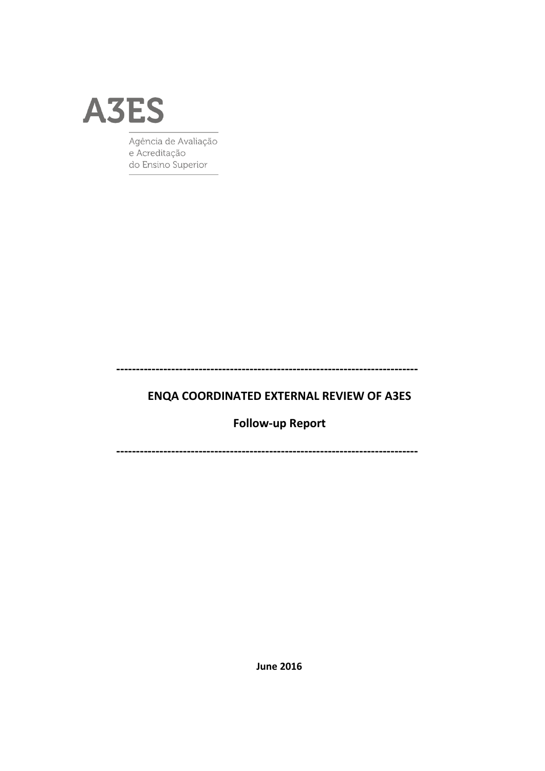# A3ES

Agência de Avaliação
e Acreditação
do Ensino Superior

---

**ENQA COORDINATED EXTERNAL REVIEW OF A3ES**

**Follow-up Report**

---

**June 2016**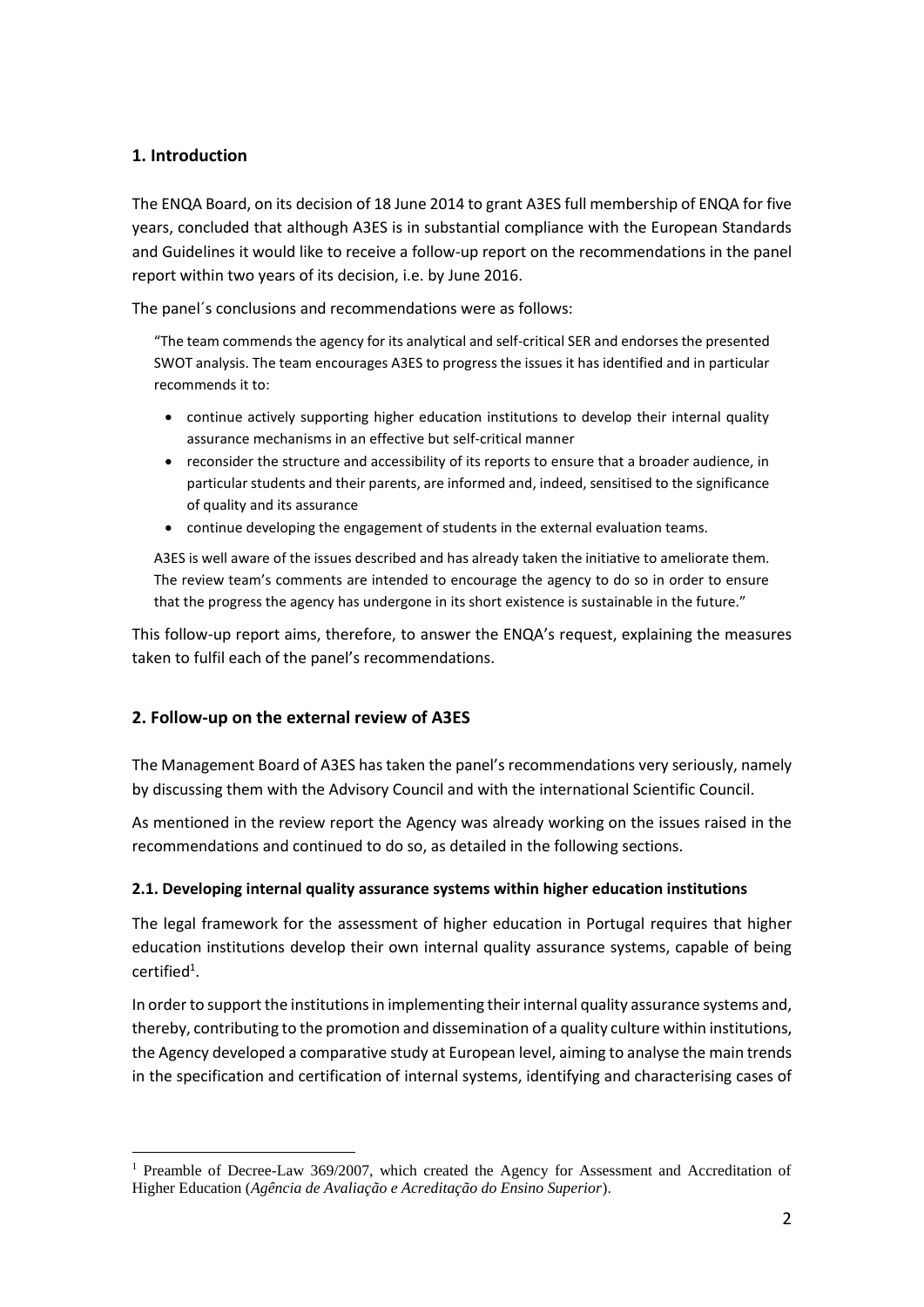## 1. Introduction

The ENQA Board, on its decision of 18 June 2014 to grant A3ES full membership of ENQA for five years, concluded that although A3ES is in substantial compliance with the European Standards and Guidelines it would like to receive a follow-up report on the recommendations in the panel report within two years of its decision, i.e. by June 2016.

The panel´s conclusions and recommendations were as follows:

> "The team commends the agency for its analytical and self-critical SER and endorses the presented SWOT analysis. The team encourages A3ES to progress the issues it has identified and in particular recommends it to:
>
> - continue actively supporting higher education institutions to develop their internal quality assurance mechanisms in an effective but self-critical manner
> - reconsider the structure and accessibility of its reports to ensure that a broader audience, in particular students and their parents, are informed and, indeed, sensitised to the significance of quality and its assurance
> - continue developing the engagement of students in the external evaluation teams.
>
> A3ES is well aware of the issues described and has already taken the initiative to ameliorate them. The review team's comments are intended to encourage the agency to do so in order to ensure that the progress the agency has undergone in its short existence is sustainable in the future."

This follow-up report aims, therefore, to answer the ENQA's request, explaining the measures taken to fulfil each of the panel's recommendations.

## 2. Follow-up on the external review of A3ES

The Management Board of A3ES has taken the panel's recommendations very seriously, namely by discussing them with the Advisory Council and with the international Scientific Council.

As mentioned in the review report the Agency was already working on the issues raised in the recommendations and continued to do so, as detailed in the following sections.

### 2.1. Developing internal quality assurance systems within higher education institutions

The legal framework for the assessment of higher education in Portugal requires that higher education institutions develop their own internal quality assurance systems, capable of being certified[1].

In order to support the institutions in implementing their internal quality assurance systems and, thereby, contributing to the promotion and dissemination of a quality culture within institutions, the Agency developed a comparative study at European level, aiming to analyse the main trends in the specification and certification of internal systems, identifying and characterising cases of

[1] Preamble of Decree-Law 369/2007, which created the Agency for Assessment and Accreditation of Higher Education (*Agência de Avaliação e Acreditação do Ensino Superior*).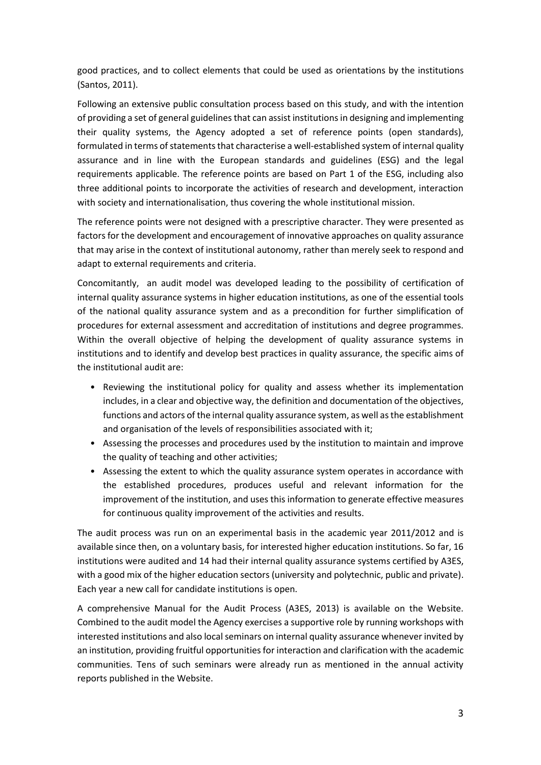good practices, and to collect elements that could be used as orientations by the institutions (Santos, 2011).

Following an extensive public consultation process based on this study, and with the intention of providing a set of general guidelines that can assist institutions in designing and implementing their quality systems, the Agency adopted a set of reference points (open standards), formulated in terms of statements that characterise a well-established system of internal quality assurance and in line with the European standards and guidelines (ESG) and the legal requirements applicable. The reference points are based on Part 1 of the ESG, including also three additional points to incorporate the activities of research and development, interaction with society and internationalisation, thus covering the whole institutional mission.

The reference points were not designed with a prescriptive character. They were presented as factors for the development and encouragement of innovative approaches on quality assurance that may arise in the context of institutional autonomy, rather than merely seek to respond and adapt to external requirements and criteria.

Concomitantly, an audit model was developed leading to the possibility of certification of internal quality assurance systems in higher education institutions, as one of the essential tools of the national quality assurance system and as a precondition for further simplification of procedures for external assessment and accreditation of institutions and degree programmes. Within the overall objective of helping the development of quality assurance systems in institutions and to identify and develop best practices in quality assurance, the specific aims of the institutional audit are:

- Reviewing the institutional policy for quality and assess whether its implementation includes, in a clear and objective way, the definition and documentation of the objectives, functions and actors of the internal quality assurance system, as well as the establishment and organisation of the levels of responsibilities associated with it;
- Assessing the processes and procedures used by the institution to maintain and improve the quality of teaching and other activities;
- Assessing the extent to which the quality assurance system operates in accordance with the established procedures, produces useful and relevant information for the improvement of the institution, and uses this information to generate effective measures for continuous quality improvement of the activities and results.

The audit process was run on an experimental basis in the academic year 2011/2012 and is available since then, on a voluntary basis, for interested higher education institutions. So far, 16 institutions were audited and 14 had their internal quality assurance systems certified by A3ES, with a good mix of the higher education sectors (university and polytechnic, public and private). Each year a new call for candidate institutions is open.

A comprehensive Manual for the Audit Process (A3ES, 2013) is available on the Website. Combined to the audit model the Agency exercises a supportive role by running workshops with interested institutions and also local seminars on internal quality assurance whenever invited by an institution, providing fruitful opportunities for interaction and clarification with the academic communities. Tens of such seminars were already run as mentioned in the annual activity reports published in the Website.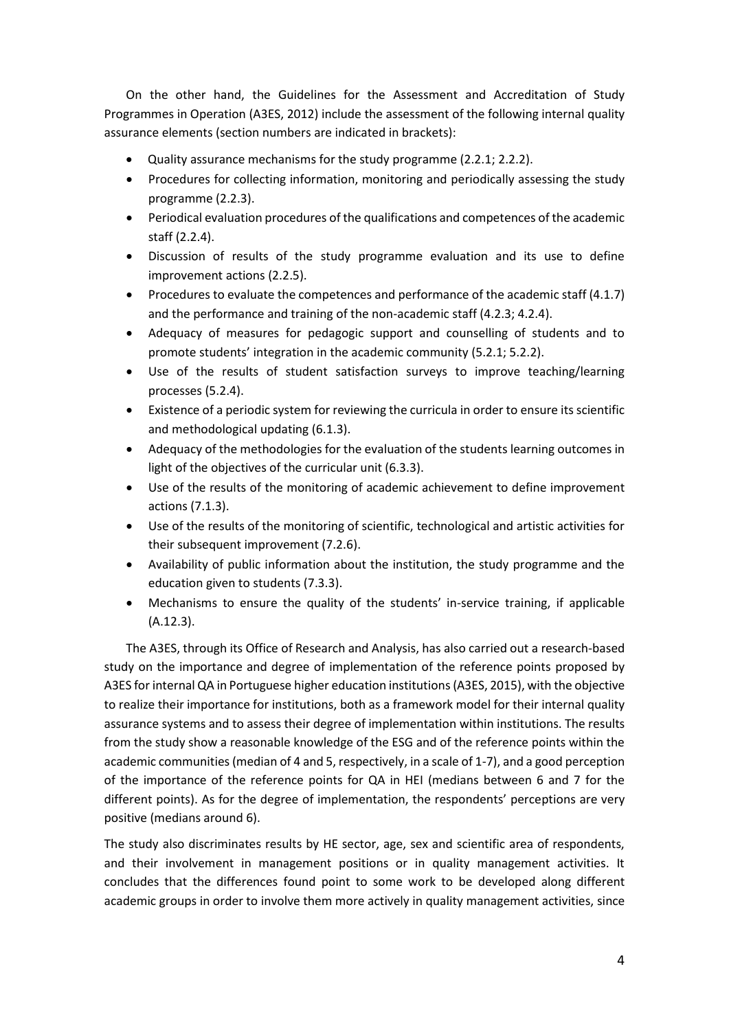On the other hand, the Guidelines for the Assessment and Accreditation of Study Programmes in Operation (A3ES, 2012) include the assessment of the following internal quality assurance elements (section numbers are indicated in brackets):

- Quality assurance mechanisms for the study programme (2.2.1; 2.2.2).
- Procedures for collecting information, monitoring and periodically assessing the study programme (2.2.3).
- Periodical evaluation procedures of the qualifications and competences of the academic staff (2.2.4).
- Discussion of results of the study programme evaluation and its use to define improvement actions (2.2.5).
- Procedures to evaluate the competences and performance of the academic staff (4.1.7) and the performance and training of the non-academic staff (4.2.3; 4.2.4).
- Adequacy of measures for pedagogic support and counselling of students and to promote students' integration in the academic community (5.2.1; 5.2.2).
- Use of the results of student satisfaction surveys to improve teaching/learning processes (5.2.4).
- Existence of a periodic system for reviewing the curricula in order to ensure its scientific and methodological updating (6.1.3).
- Adequacy of the methodologies for the evaluation of the students learning outcomes in light of the objectives of the curricular unit (6.3.3).
- Use of the results of the monitoring of academic achievement to define improvement actions (7.1.3).
- Use of the results of the monitoring of scientific, technological and artistic activities for their subsequent improvement (7.2.6).
- Availability of public information about the institution, the study programme and the education given to students (7.3.3).
- Mechanisms to ensure the quality of the students' in-service training, if applicable (A.12.3).

The A3ES, through its Office of Research and Analysis, has also carried out a research-based study on the importance and degree of implementation of the reference points proposed by A3ES for internal QA in Portuguese higher education institutions (A3ES, 2015), with the objective to realize their importance for institutions, both as a framework model for their internal quality assurance systems and to assess their degree of implementation within institutions. The results from the study show a reasonable knowledge of the ESG and of the reference points within the academic communities (median of 4 and 5, respectively, in a scale of 1-7), and a good perception of the importance of the reference points for QA in HEI (medians between 6 and 7 for the different points). As for the degree of implementation, the respondents' perceptions are very positive (medians around 6).

The study also discriminates results by HE sector, age, sex and scientific area of respondents, and their involvement in management positions or in quality management activities. It concludes that the differences found point to some work to be developed along different academic groups in order to involve them more actively in quality management activities, since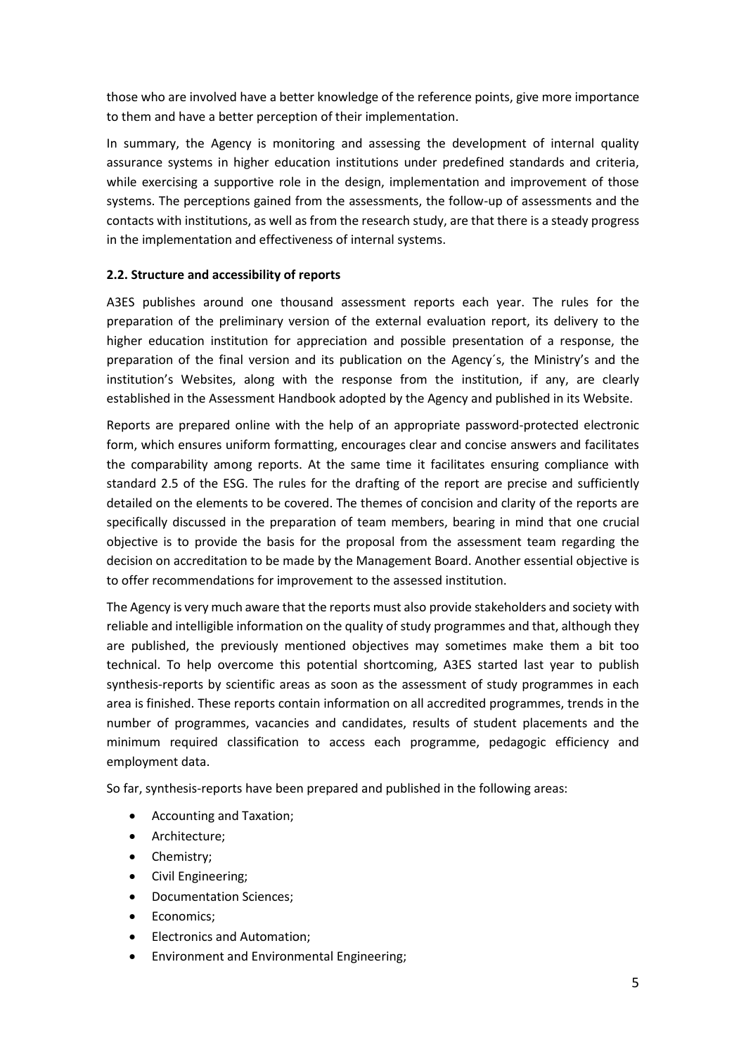those who are involved have a better knowledge of the reference points, give more importance to them and have a better perception of their implementation.

In summary, the Agency is monitoring and assessing the development of internal quality assurance systems in higher education institutions under predefined standards and criteria, while exercising a supportive role in the design, implementation and improvement of those systems. The perceptions gained from the assessments, the follow-up of assessments and the contacts with institutions, as well as from the research study, are that there is a steady progress in the implementation and effectiveness of internal systems.

### 2.2. Structure and accessibility of reports

A3ES publishes around one thousand assessment reports each year. The rules for the preparation of the preliminary version of the external evaluation report, its delivery to the higher education institution for appreciation and possible presentation of a response, the preparation of the final version and its publication on the Agency´s, the Ministry's and the institution's Websites, along with the response from the institution, if any, are clearly established in the Assessment Handbook adopted by the Agency and published in its Website.

Reports are prepared online with the help of an appropriate password-protected electronic form, which ensures uniform formatting, encourages clear and concise answers and facilitates the comparability among reports. At the same time it facilitates ensuring compliance with standard 2.5 of the ESG. The rules for the drafting of the report are precise and sufficiently detailed on the elements to be covered. The themes of concision and clarity of the reports are specifically discussed in the preparation of team members, bearing in mind that one crucial objective is to provide the basis for the proposal from the assessment team regarding the decision on accreditation to be made by the Management Board. Another essential objective is to offer recommendations for improvement to the assessed institution.

The Agency is very much aware that the reports must also provide stakeholders and society with reliable and intelligible information on the quality of study programmes and that, although they are published, the previously mentioned objectives may sometimes make them a bit too technical. To help overcome this potential shortcoming, A3ES started last year to publish synthesis-reports by scientific areas as soon as the assessment of study programmes in each area is finished. These reports contain information on all accredited programmes, trends in the number of programmes, vacancies and candidates, results of student placements and the minimum required classification to access each programme, pedagogic efficiency and employment data.

So far, synthesis-reports have been prepared and published in the following areas:

- Accounting and Taxation;
- Architecture;
- Chemistry;
- Civil Engineering;
- Documentation Sciences;
- Economics;
- Electronics and Automation;
- Environment and Environmental Engineering;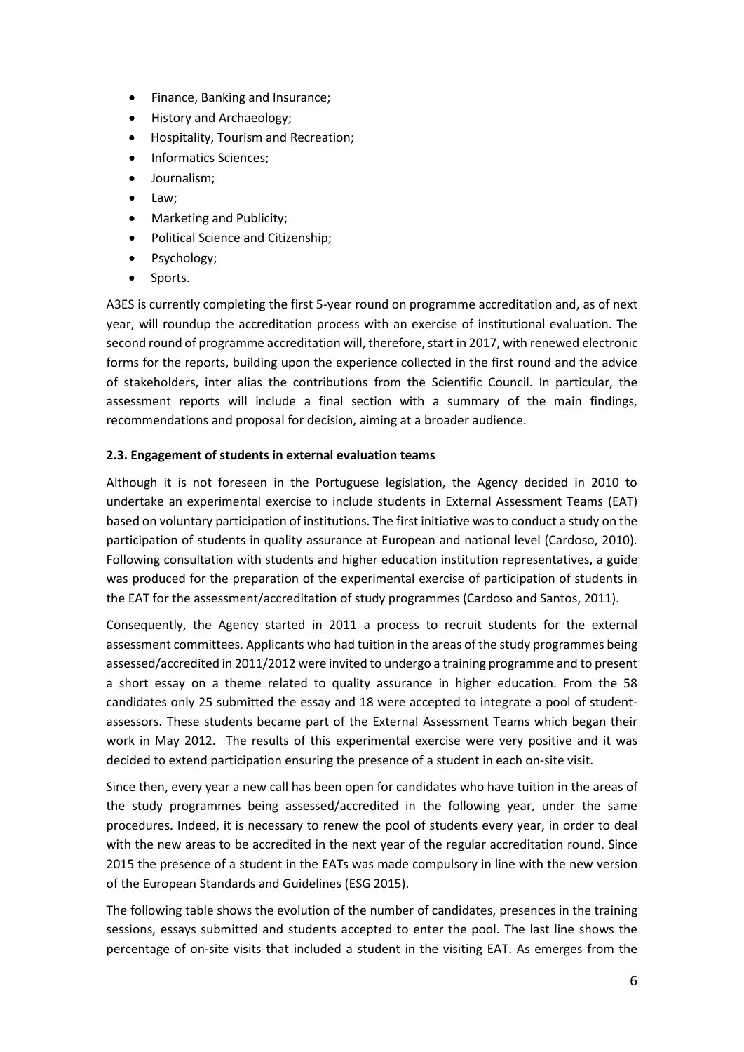- Finance, Banking and Insurance;
- History and Archaeology;
- Hospitality, Tourism and Recreation;
- Informatics Sciences;
- Journalism;
- Law;
- Marketing and Publicity;
- Political Science and Citizenship;
- Psychology;
- Sports.

A3ES is currently completing the first 5-year round on programme accreditation and, as of next year, will roundup the accreditation process with an exercise of institutional evaluation. The second round of programme accreditation will, therefore, start in 2017, with renewed electronic forms for the reports, building upon the experience collected in the first round and the advice of stakeholders, inter alias the contributions from the Scientific Council. In particular, the assessment reports will include a final section with a summary of the main findings, recommendations and proposal for decision, aiming at a broader audience.

### 2.3. Engagement of students in external evaluation teams

Although it is not foreseen in the Portuguese legislation, the Agency decided in 2010 to undertake an experimental exercise to include students in External Assessment Teams (EAT) based on voluntary participation of institutions. The first initiative was to conduct a study on the participation of students in quality assurance at European and national level (Cardoso, 2010). Following consultation with students and higher education institution representatives, a guide was produced for the preparation of the experimental exercise of participation of students in the EAT for the assessment/accreditation of study programmes (Cardoso and Santos, 2011).

Consequently, the Agency started in 2011 a process to recruit students for the external assessment committees. Applicants who had tuition in the areas of the study programmes being assessed/accredited in 2011/2012 were invited to undergo a training programme and to present a short essay on a theme related to quality assurance in higher education. From the 58 candidates only 25 submitted the essay and 18 were accepted to integrate a pool of student-assessors. These students became part of the External Assessment Teams which began their work in May 2012. The results of this experimental exercise were very positive and it was decided to extend participation ensuring the presence of a student in each on-site visit.

Since then, every year a new call has been open for candidates who have tuition in the areas of the study programmes being assessed/accredited in the following year, under the same procedures. Indeed, it is necessary to renew the pool of students every year, in order to deal with the new areas to be accredited in the next year of the regular accreditation round. Since 2015 the presence of a student in the EATs was made compulsory in line with the new version of the European Standards and Guidelines (ESG 2015).

The following table shows the evolution of the number of candidates, presences in the training sessions, essays submitted and students accepted to enter the pool. The last line shows the percentage of on-site visits that included a student in the visiting EAT. As emerges from the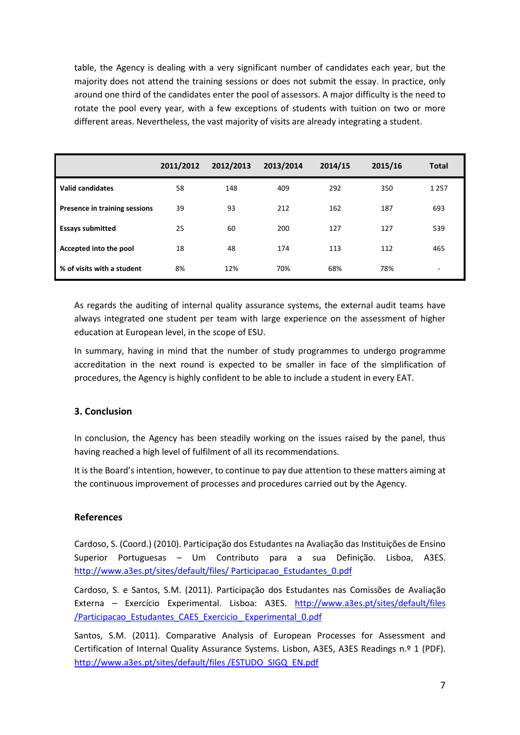table, the Agency is dealing with a very significant number of candidates each year, but the majority does not attend the training sessions or does not submit the essay. In practice, only around one third of the candidates enter the pool of assessors. A major difficulty is the need to rotate the pool every year, with a few exceptions of students with tuition on two or more different areas. Nevertheless, the vast majority of visits are already integrating a student.

| | 2011/2012 | 2012/2013 | 2013/2014 | 2014/15 | 2015/16 | Total |
|---|---|---|---|---|---|---|
| **Valid candidates** | 58 | 148 | 409 | 292 | 350 | 1 257 |
| **Presence in training sessions** | 39 | 93 | 212 | 162 | 187 | 693 |
| **Essays submitted** | 25 | 60 | 200 | 127 | 127 | 539 |
| **Accepted into the pool** | 18 | 48 | 174 | 113 | 112 | 465 |
| **% of visits with a student** | 8% | 12% | 70% | 68% | 78% | - |

As regards the auditing of internal quality assurance systems, the external audit teams have always integrated one student per team with large experience on the assessment of higher education at European level, in the scope of ESU.

In summary, having in mind that the number of study programmes to undergo programme accreditation in the next round is expected to be smaller in face of the simplification of procedures, the Agency is highly confident to be able to include a student in every EAT.

## 3. Conclusion

In conclusion, the Agency has been steadily working on the issues raised by the panel, thus having reached a high level of fulfilment of all its recommendations.

It is the Board's intention, however, to continue to pay due attention to these matters aiming at the continuous improvement of processes and procedures carried out by the Agency.

## References

Cardoso, S. (Coord.) (2010). Participação dos Estudantes na Avaliação das Instituições de Ensino Superior Portuguesas – Um Contributo para a sua Definição. Lisboa, A3ES. http://www.a3es.pt/sites/default/files/ Participacao_Estudantes_0.pdf

Cardoso, S. e Santos, S.M. (2011). Participação dos Estudantes nas Comissões de Avaliação Externa – Exercício Experimental. Lisboa: A3ES. http://www.a3es.pt/sites/default/files /Participacao_Estudantes_CAES_Exercicio_ Experimental_0.pdf

Santos, S.M. (2011). Comparative Analysis of European Processes for Assessment and Certification of Internal Quality Assurance Systems. Lisbon, A3ES, A3ES Readings n.º 1 (PDF). http://www.a3es.pt/sites/default/files /ESTUDO_SIGQ_EN.pdf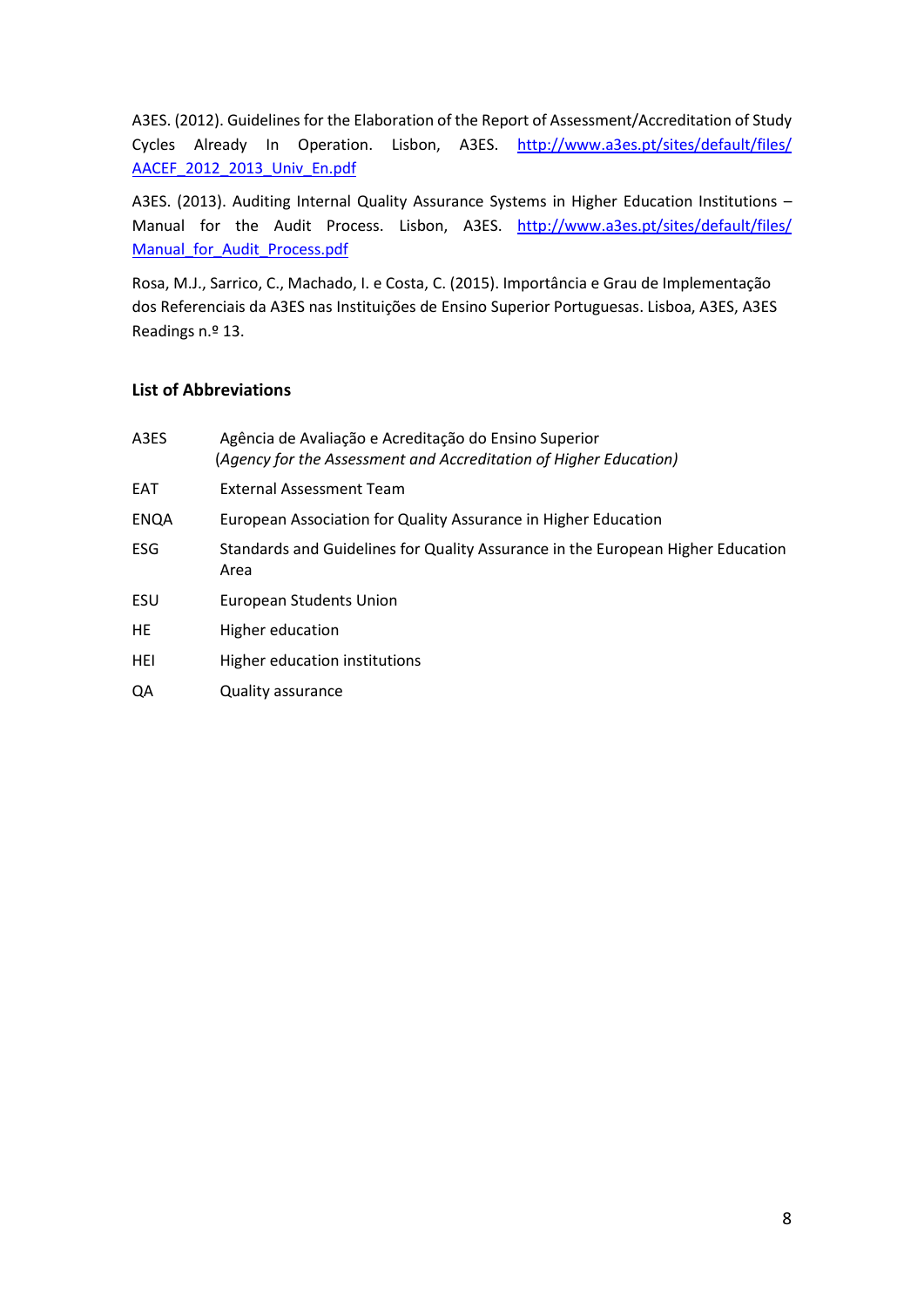A3ES. (2012). Guidelines for the Elaboration of the Report of Assessment/Accreditation of Study Cycles Already In Operation. Lisbon, A3ES. http://www.a3es.pt/sites/default/files/AACEF_2012_2013_Univ_En.pdf

A3ES. (2013). Auditing Internal Quality Assurance Systems in Higher Education Institutions – Manual for the Audit Process. Lisbon, A3ES. http://www.a3es.pt/sites/default/files/Manual_for_Audit_Process.pdf

Rosa, M.J., Sarrico, C., Machado, I. e Costa, C. (2015). Importância e Grau de Implementação dos Referenciais da A3ES nas Instituições de Ensino Superior Portuguesas. Lisboa, A3ES, A3ES Readings n.º 13.

**List of Abbreviations**

| | |
|---|---|
| A3ES | Agência de Avaliação e Acreditação do Ensino Superior (*Agency for the Assessment and Accreditation of Higher Education)* |
| EAT | External Assessment Team |
| ENQA | European Association for Quality Assurance in Higher Education |
| ESG | Standards and Guidelines for Quality Assurance in the European Higher Education Area |
| ESU | European Students Union |
| HE | Higher education |
| HEI | Higher education institutions |
| QA | Quality assurance |